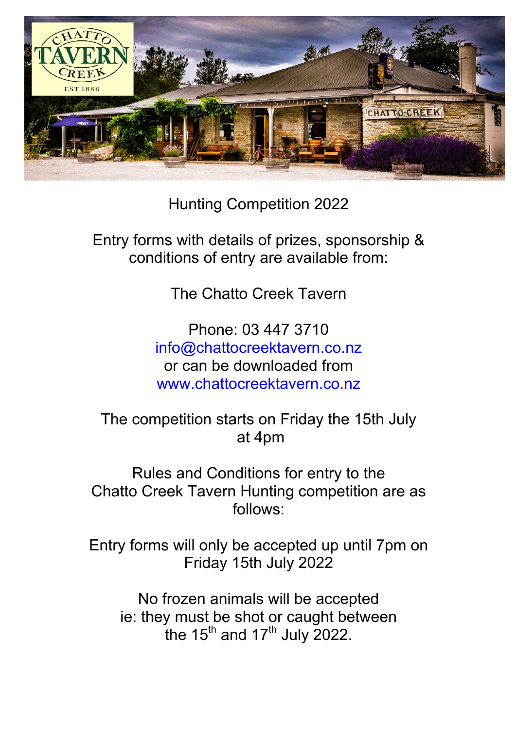# Hunting Competition 2022

Entry forms with details of prizes, sponsorship & conditions of entry are available from:

The Chatto Creek Tavern

Phone: 03 447 3710
info@chattocreektavern.co.nz
or can be downloaded from
www.chattocreektavern.co.nz

The competition starts on Friday the 15th July at 4pm

Rules and Conditions for entry to the Chatto Creek Tavern Hunting competition are as follows:

Entry forms will only be accepted up until 7pm on Friday 15th July 2022

No frozen animals will be accepted ie: they must be shot or caught between the 15th and 17th July 2022.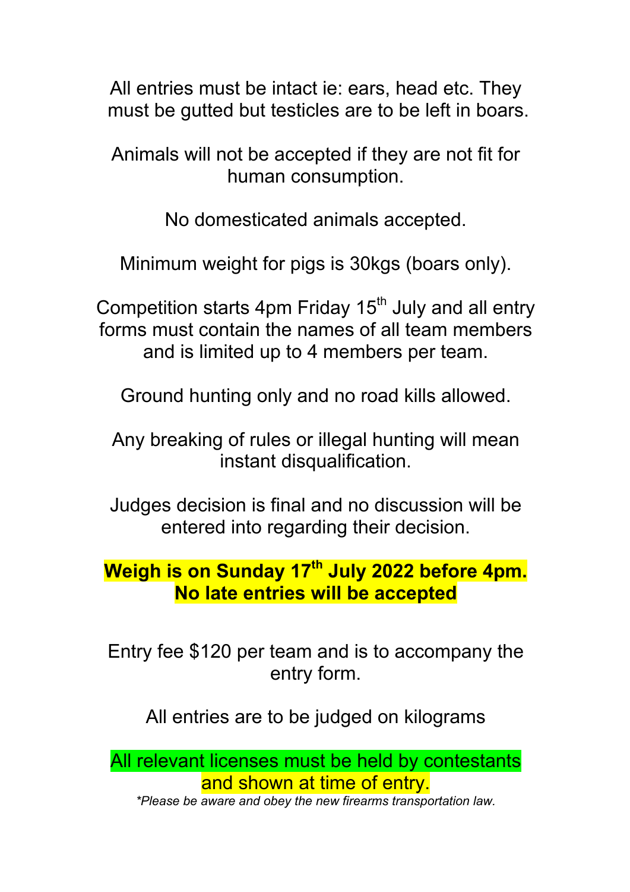All entries must be intact ie: ears, head etc. They must be gutted but testicles are to be left in boars.

Animals will not be accepted if they are not fit for human consumption.

No domesticated animals accepted.

Minimum weight for pigs is 30kgs (boars only).

Competition starts 4pm Friday 15th July and all entry forms must contain the names of all team members and is limited up to 4 members per team.

Ground hunting only and no road kills allowed.

Any breaking of rules or illegal hunting will mean instant disqualification.

Judges decision is final and no discussion will be entered into regarding their decision.

**Weigh is on Sunday 17th July 2022 before 4pm. No late entries will be accepted**

Entry fee $120 per team and is to accompany the entry form.

All entries are to be judged on kilograms

All relevant licenses must be held by contestants and shown at time of entry.

*\*Please be aware and obey the new firearms transportation law.*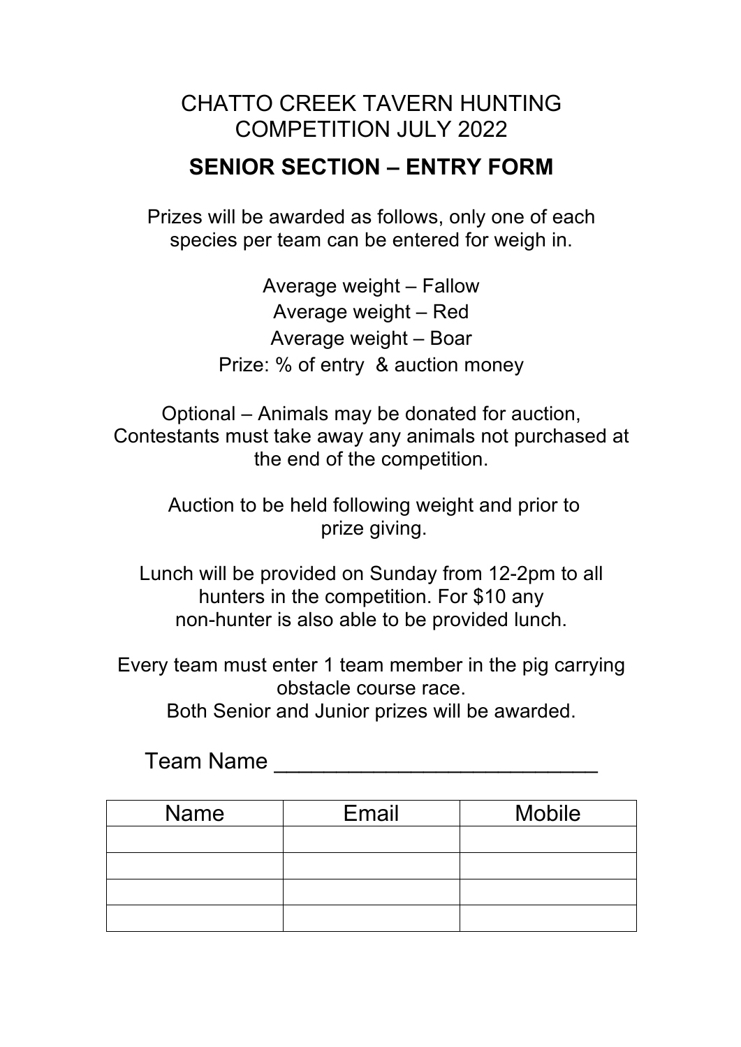# CHATTO CREEK TAVERN HUNTING COMPETITION JULY 2022

## SENIOR SECTION – ENTRY FORM

Prizes will be awarded as follows, only one of each species per team can be entered for weigh in.

Average weight – Fallow
Average weight – Red
Average weight – Boar
Prize: % of entry & auction money

Optional – Animals may be donated for auction, Contestants must take away any animals not purchased at the end of the competition.

Auction to be held following weight and prior to prize giving.

Lunch will be provided on Sunday from 12-2pm to all hunters in the competition. For $10 any non-hunter is also able to be provided lunch.

Every team must enter 1 team member in the pig carrying obstacle course race.
Both Senior and Junior prizes will be awarded.

Team Name ___________________________

| Name | Email | Mobile |
|---|---|---|
| | | |
| | | |
| | | |
| | | |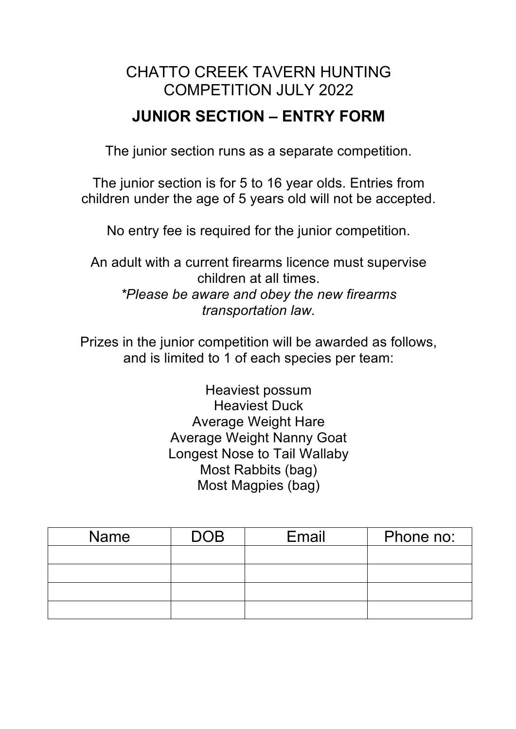# CHATTO CREEK TAVERN HUNTING COMPETITION JULY 2022

## JUNIOR SECTION – ENTRY FORM

The junior section runs as a separate competition.

The junior section is for 5 to 16 year olds. Entries from children under the age of 5 years old will not be accepted.

No entry fee is required for the junior competition.

An adult with a current firearms licence must supervise children at all times.
*\*Please be aware and obey the new firearms transportation law.*

Prizes in the junior competition will be awarded as follows, and is limited to 1 of each species per team:

Heaviest possum
Heaviest Duck
Average Weight Hare
Average Weight Nanny Goat
Longest Nose to Tail Wallaby
Most Rabbits (bag)
Most Magpies (bag)

| Name | DOB | Email | Phone no: |
| --- | --- | --- | --- |
| | | | |
| | | | |
| | | | |
| | | | |